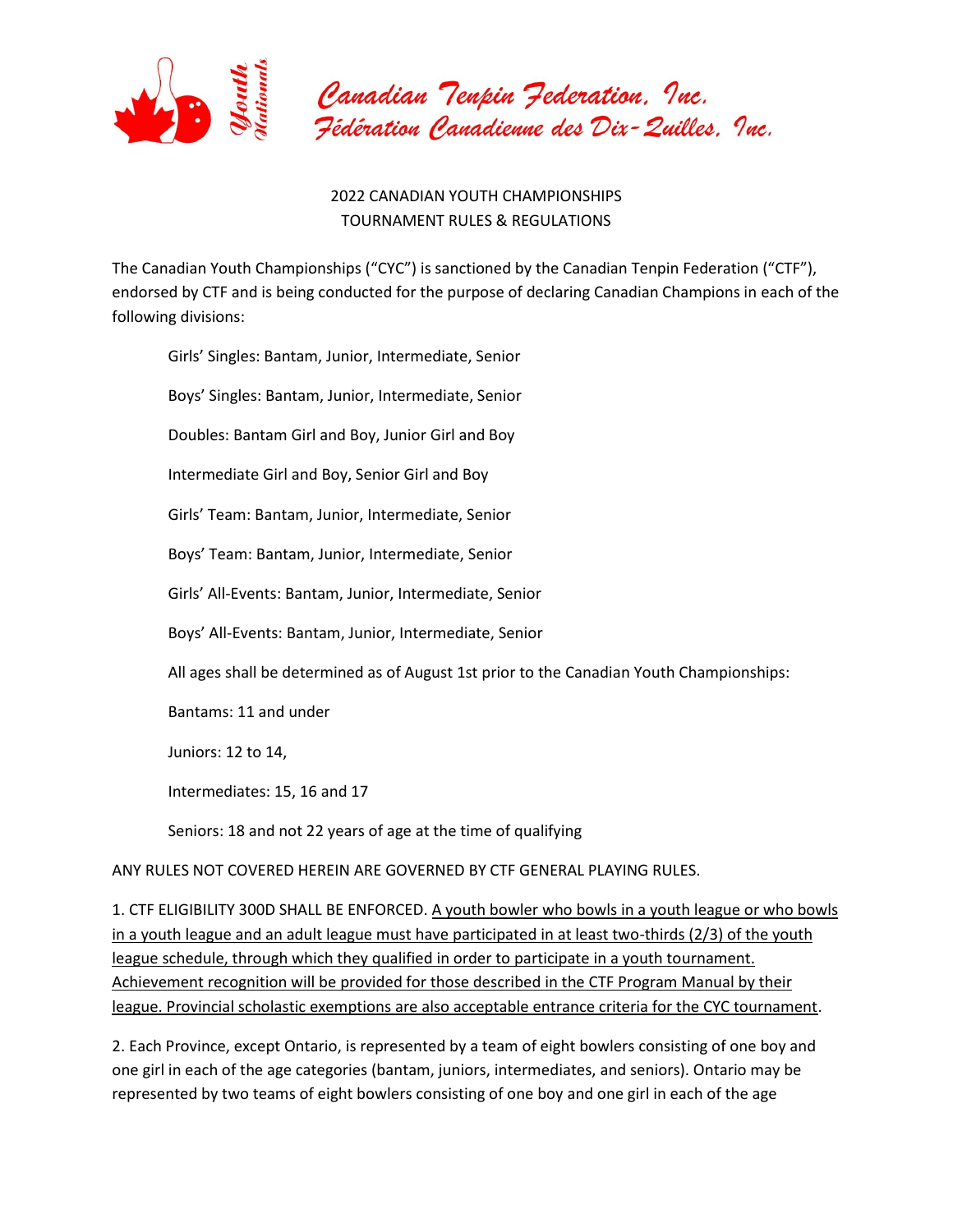Canadian Tenpin Federation, Inc.
Fédération Canadienne des Dix-Quilles, Inc.

# 2022 CANADIAN YOUTH CHAMPIONSHIPS
## TOURNAMENT RULES & REGULATIONS

The Canadian Youth Championships ("CYC") is sanctioned by the Canadian Tenpin Federation ("CTF"), endorsed by CTF and is being conducted for the purpose of declaring Canadian Champions in each of the following divisions:

Girls' Singles: Bantam, Junior, Intermediate, Senior

Boys' Singles: Bantam, Junior, Intermediate, Senior

Doubles: Bantam Girl and Boy, Junior Girl and Boy

Intermediate Girl and Boy, Senior Girl and Boy

Girls' Team: Bantam, Junior, Intermediate, Senior

Boys' Team: Bantam, Junior, Intermediate, Senior

Girls' All-Events: Bantam, Junior, Intermediate, Senior

Boys' All-Events: Bantam, Junior, Intermediate, Senior

All ages shall be determined as of August 1st prior to the Canadian Youth Championships:

Bantams: 11 and under

Juniors: 12 to 14,

Intermediates: 15, 16 and 17

Seniors: 18 and not 22 years of age at the time of qualifying

ANY RULES NOT COVERED HEREIN ARE GOVERNED BY CTF GENERAL PLAYING RULES.

1. CTF ELIGIBILITY 300D SHALL BE ENFORCED. <u>A youth bowler who bowls in a youth league or who bowls in a youth league and an adult league must have participated in at least two-thirds (2/3) of the youth league schedule, through which they qualified in order to participate in a youth tournament. Achievement recognition will be provided for those described in the CTF Program Manual by their league. Provincial scholastic exemptions are also acceptable entrance criteria for the CYC tournament</u>.

2. Each Province, except Ontario, is represented by a team of eight bowlers consisting of one boy and one girl in each of the age categories (bantam, juniors, intermediates, and seniors). Ontario may be represented by two teams of eight bowlers consisting of one boy and one girl in each of the age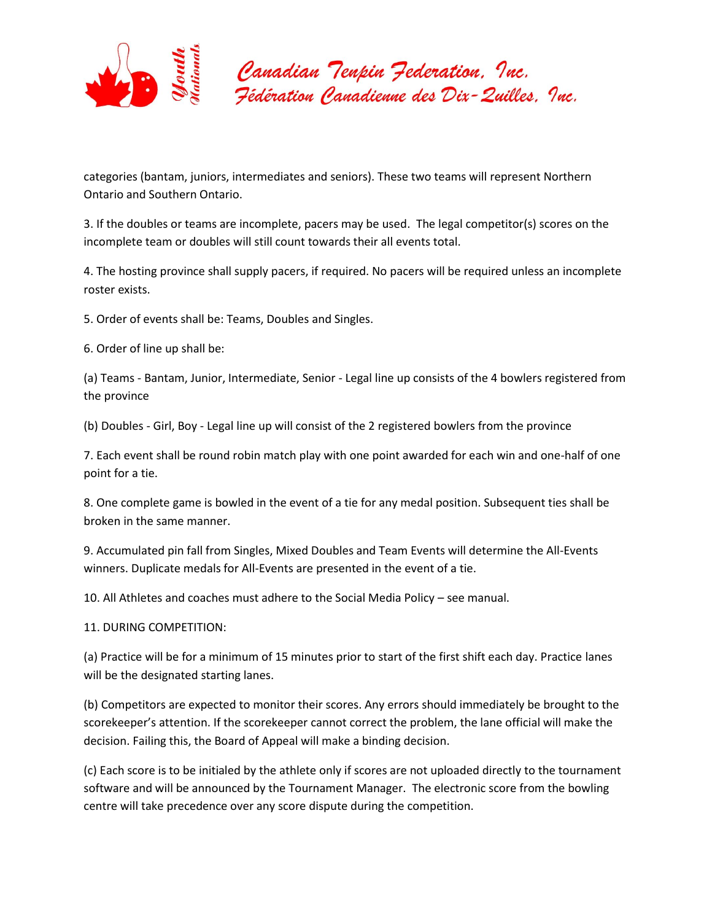categories (bantam, juniors, intermediates and seniors). These two teams will represent Northern Ontario and Southern Ontario.

3. If the doubles or teams are incomplete, pacers may be used. The legal competitor(s) scores on the incomplete team or doubles will still count towards their all events total.

4. The hosting province shall supply pacers, if required. No pacers will be required unless an incomplete roster exists.

5. Order of events shall be: Teams, Doubles and Singles.

6. Order of line up shall be:

(a) Teams - Bantam, Junior, Intermediate, Senior - Legal line up consists of the 4 bowlers registered from the province

(b) Doubles - Girl, Boy - Legal line up will consist of the 2 registered bowlers from the province

7. Each event shall be round robin match play with one point awarded for each win and one-half of one point for a tie.

8. One complete game is bowled in the event of a tie for any medal position. Subsequent ties shall be broken in the same manner.

9. Accumulated pin fall from Singles, Mixed Doubles and Team Events will determine the All-Events winners. Duplicate medals for All-Events are presented in the event of a tie.

10. All Athletes and coaches must adhere to the Social Media Policy – see manual.

11. DURING COMPETITION:

(a) Practice will be for a minimum of 15 minutes prior to start of the first shift each day. Practice lanes will be the designated starting lanes.

(b) Competitors are expected to monitor their scores. Any errors should immediately be brought to the scorekeeper's attention. If the scorekeeper cannot correct the problem, the lane official will make the decision. Failing this, the Board of Appeal will make a binding decision.

(c) Each score is to be initialed by the athlete only if scores are not uploaded directly to the tournament software and will be announced by the Tournament Manager. The electronic score from the bowling centre will take precedence over any score dispute during the competition.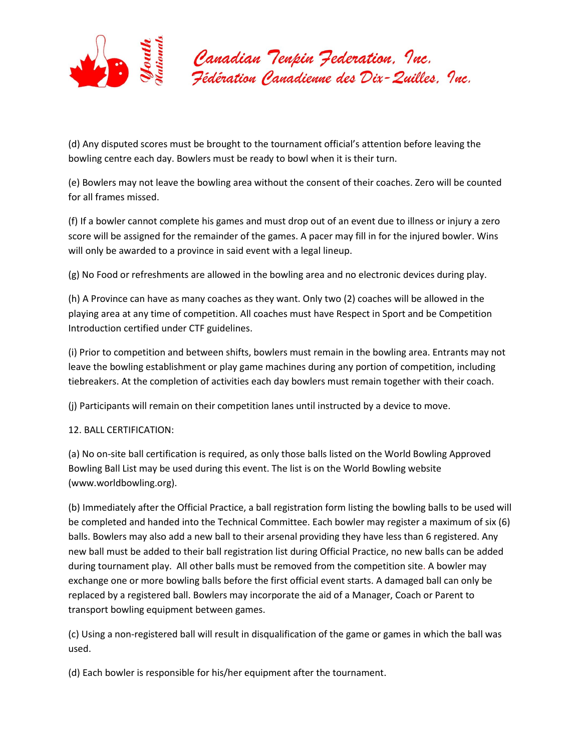(d) Any disputed scores must be brought to the tournament official's attention before leaving the bowling centre each day. Bowlers must be ready to bowl when it is their turn.

(e) Bowlers may not leave the bowling area without the consent of their coaches. Zero will be counted for all frames missed.

(f) If a bowler cannot complete his games and must drop out of an event due to illness or injury a zero score will be assigned for the remainder of the games. A pacer may fill in for the injured bowler. Wins will only be awarded to a province in said event with a legal lineup.

(g) No Food or refreshments are allowed in the bowling area and no electronic devices during play.

(h) A Province can have as many coaches as they want. Only two (2) coaches will be allowed in the playing area at any time of competition. All coaches must have Respect in Sport and be Competition Introduction certified under CTF guidelines.

(i) Prior to competition and between shifts, bowlers must remain in the bowling area. Entrants may not leave the bowling establishment or play game machines during any portion of competition, including tiebreakers. At the completion of activities each day bowlers must remain together with their coach.

(j) Participants will remain on their competition lanes until instructed by a device to move.

12. BALL CERTIFICATION:

(a) No on-site ball certification is required, as only those balls listed on the World Bowling Approved Bowling Ball List may be used during this event. The list is on the World Bowling website (www.worldbowling.org).

(b) Immediately after the Official Practice, a ball registration form listing the bowling balls to be used will be completed and handed into the Technical Committee. Each bowler may register a maximum of six (6) balls. Bowlers may also add a new ball to their arsenal providing they have less than 6 registered. Any new ball must be added to their ball registration list during Official Practice, no new balls can be added during tournament play. All other balls must be removed from the competition site. A bowler may exchange one or more bowling balls before the first official event starts. A damaged ball can only be replaced by a registered ball. Bowlers may incorporate the aid of a Manager, Coach or Parent to transport bowling equipment between games.

(c) Using a non-registered ball will result in disqualification of the game or games in which the ball was used.

(d) Each bowler is responsible for his/her equipment after the tournament.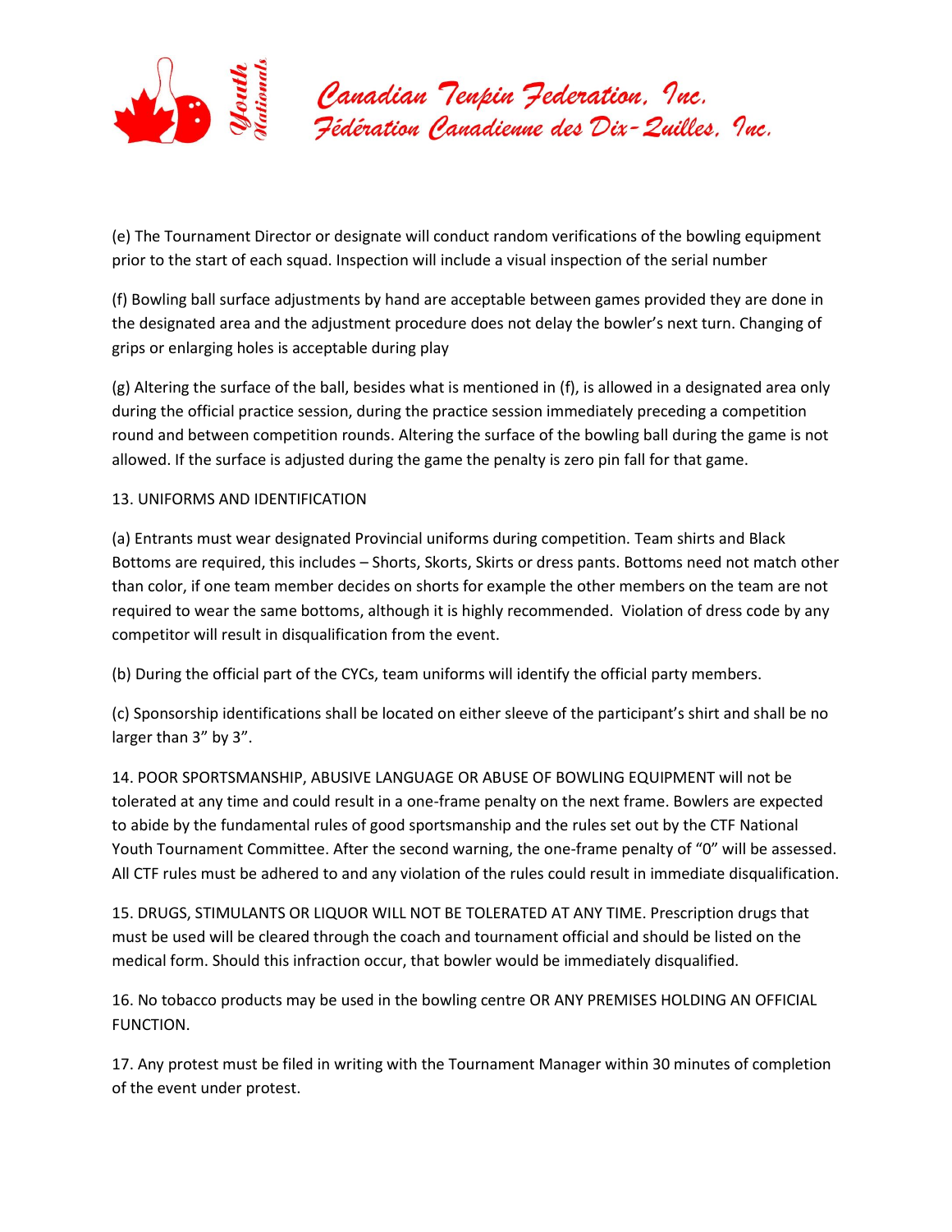(e) The Tournament Director or designate will conduct random verifications of the bowling equipment prior to the start of each squad. Inspection will include a visual inspection of the serial number

(f) Bowling ball surface adjustments by hand are acceptable between games provided they are done in the designated area and the adjustment procedure does not delay the bowler's next turn. Changing of grips or enlarging holes is acceptable during play

(g) Altering the surface of the ball, besides what is mentioned in (f), is allowed in a designated area only during the official practice session, during the practice session immediately preceding a competition round and between competition rounds. Altering the surface of the bowling ball during the game is not allowed. If the surface is adjusted during the game the penalty is zero pin fall for that game.

13. UNIFORMS AND IDENTIFICATION

(a) Entrants must wear designated Provincial uniforms during competition. Team shirts and Black Bottoms are required, this includes – Shorts, Skorts, Skirts or dress pants. Bottoms need not match other than color, if one team member decides on shorts for example the other members on the team are not required to wear the same bottoms, although it is highly recommended. Violation of dress code by any competitor will result in disqualification from the event.

(b) During the official part of the CYCs, team uniforms will identify the official party members.

(c) Sponsorship identifications shall be located on either sleeve of the participant's shirt and shall be no larger than 3" by 3".

14. POOR SPORTSMANSHIP, ABUSIVE LANGUAGE OR ABUSE OF BOWLING EQUIPMENT will not be tolerated at any time and could result in a one-frame penalty on the next frame. Bowlers are expected to abide by the fundamental rules of good sportsmanship and the rules set out by the CTF National Youth Tournament Committee. After the second warning, the one-frame penalty of "0" will be assessed. All CTF rules must be adhered to and any violation of the rules could result in immediate disqualification.

15. DRUGS, STIMULANTS OR LIQUOR WILL NOT BE TOLERATED AT ANY TIME. Prescription drugs that must be used will be cleared through the coach and tournament official and should be listed on the medical form. Should this infraction occur, that bowler would be immediately disqualified.

16. No tobacco products may be used in the bowling centre OR ANY PREMISES HOLDING AN OFFICIAL FUNCTION.

17. Any protest must be filed in writing with the Tournament Manager within 30 minutes of completion of the event under protest.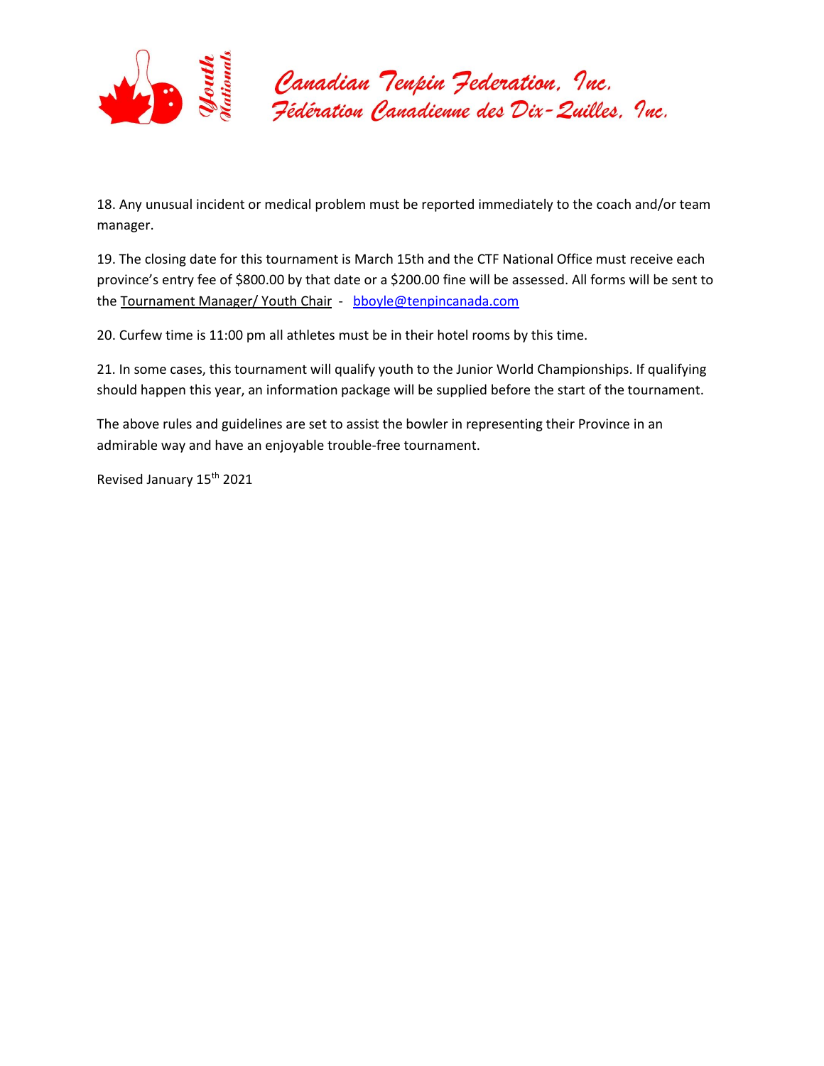18. Any unusual incident or medical problem must be reported immediately to the coach and/or team manager.

19. The closing date for this tournament is March 15th and the CTF National Office must receive each province's entry fee of $800.00 by that date or a $200.00 fine will be assessed. All forms will be sent to the Tournament Manager/ Youth Chair - bboyle@tenpincanada.com

20. Curfew time is 11:00 pm all athletes must be in their hotel rooms by this time.

21. In some cases, this tournament will qualify youth to the Junior World Championships. If qualifying should happen this year, an information package will be supplied before the start of the tournament.

The above rules and guidelines are set to assist the bowler in representing their Province in an admirable way and have an enjoyable trouble-free tournament.

Revised January 15th 2021